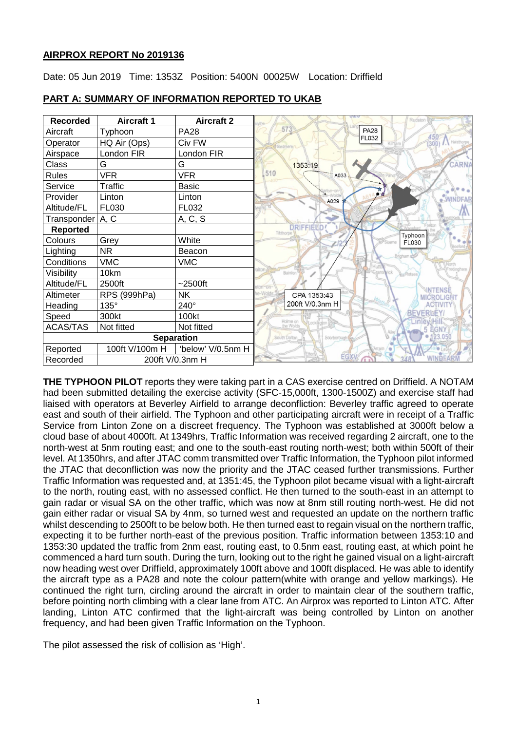## AIRPROX REPORT No 2019136

Date: 05 Jun 2019 Time: 1353Z Position: 5400N 00025W Location: Driffield

## PART A: SUMMARY OF INFORMATION REPORTED TO UKAB

| Recorded | Aircraft 1 | Aircraft 2 |
|---|---|---|
| Aircraft | Typhoon | PA28 |
| Operator | HQ Air (Ops) | Civ FW |
| Airspace | London FIR | London FIR |
| Class | G | G |
| Rules | VFR | VFR |
| Service | Traffic | Basic |
| Provider | Linton | Linton |
| Altitude/FL | FL030 | FL032 |
| Transponder | A, C | A, C, S |
| **Reported** | | |
| Colours | Grey | White |
| Lighting | NR | Beacon |
| Conditions | VMC | VMC |
| Visibility | 10km | |
| Altitude/FL | 2500ft | ~2500ft |
| Altimeter | RPS (999hPa) | NK |
| Heading | 135° | 240° |
| Speed | 300kt | 100kt |
| ACAS/TAS | Not fitted | Not fitted |
| **Separation** | | |
| Reported | 100ft V/100m H | 'below' V/0.5nm H |
| Recorded | 200ft V/0.3nm H | |

**THE TYPHOON PILOT** reports they were taking part in a CAS exercise centred on Driffield. A NOTAM had been submitted detailing the exercise activity (SFC-15,000ft, 1300-1500Z) and exercise staff had liaised with operators at Beverley Airfield to arrange deconfliction: Beverley traffic agreed to operate east and south of their airfield. The Typhoon and other participating aircraft were in receipt of a Traffic Service from Linton Zone on a discreet frequency. The Typhoon was established at 3000ft below a cloud base of about 4000ft. At 1349hrs, Traffic Information was received regarding 2 aircraft, one to the north-west at 5nm routing east; and one to the south-east routing north-west; both within 500ft of their level. At 1350hrs, and after JTAC comm transmitted over Traffic Information, the Typhoon pilot informed the JTAC that deconfliction was now the priority and the JTAC ceased further transmissions. Further Traffic Information was requested and, at 1351:45, the Typhoon pilot became visual with a light-aircraft to the north, routing east, with no assessed conflict. He then turned to the south-east in an attempt to gain radar or visual SA on the other traffic, which was now at 8nm still routing north-west. He did not gain either radar or visual SA by 4nm, so turned west and requested an update on the northern traffic whilst descending to 2500ft to be below both. He then turned east to regain visual on the northern traffic, expecting it to be further north-east of the previous position. Traffic information between 1353:10 and 1353:30 updated the traffic from 2nm east, routing east, to 0.5nm east, routing east, at which point he commenced a hard turn south. During the turn, looking out to the right he gained visual on a light-aircraft now heading west over Driffield, approximately 100ft above and 100ft displaced. He was able to identify the aircraft type as a PA28 and note the colour pattern(white with orange and yellow markings). He continued the right turn, circling around the aircraft in order to maintain clear of the southern traffic, before pointing north climbing with a clear lane from ATC. An Airprox was reported to Linton ATC. After landing, Linton ATC confirmed that the light-aircraft was being controlled by Linton on another frequency, and had been given Traffic Information on the Typhoon.

The pilot assessed the risk of collision as 'High'.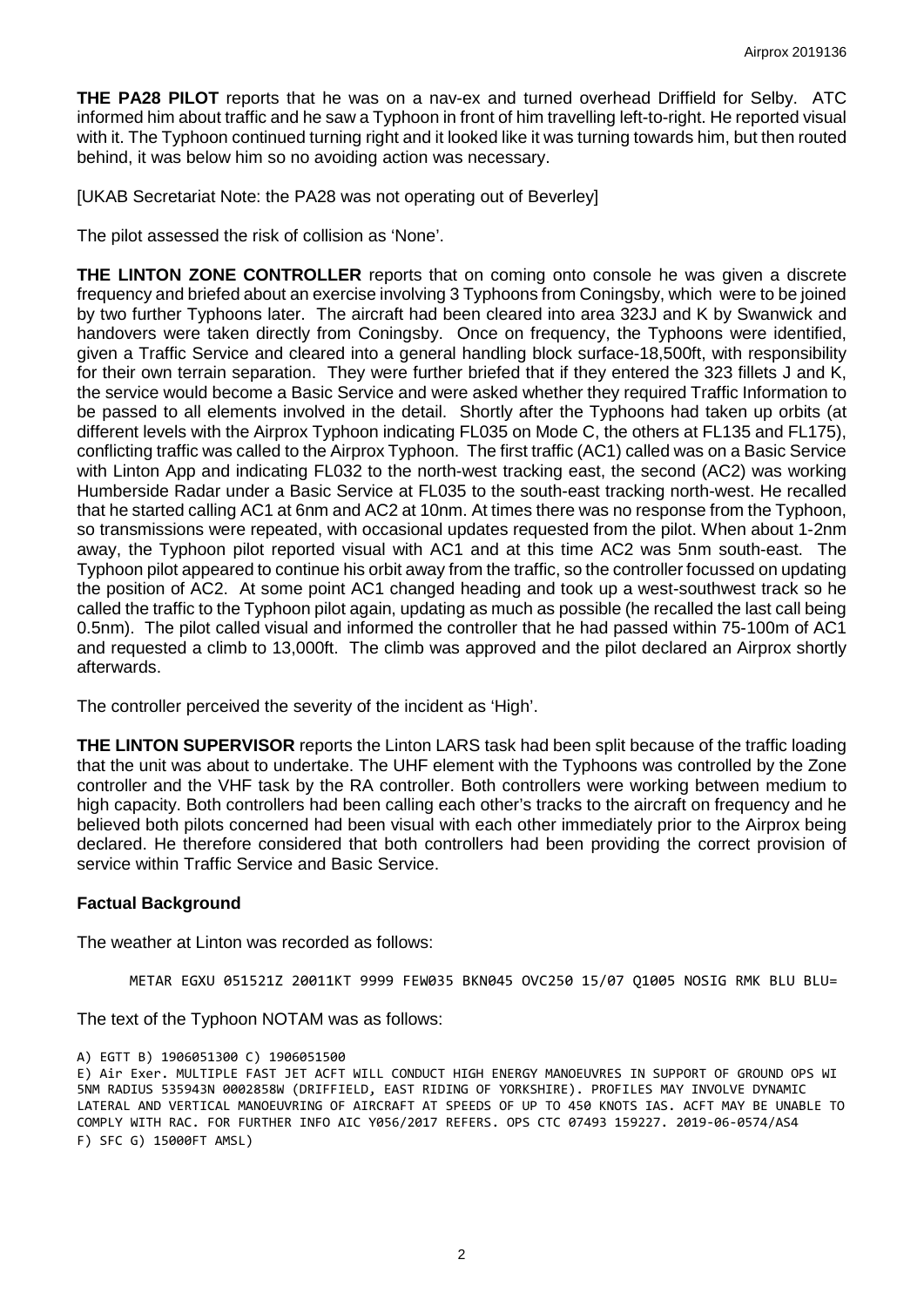**THE PA28 PILOT** reports that he was on a nav-ex and turned overhead Driffield for Selby. ATC informed him about traffic and he saw a Typhoon in front of him travelling left-to-right. He reported visual with it. The Typhoon continued turning right and it looked like it was turning towards him, but then routed behind, it was below him so no avoiding action was necessary.

[UKAB Secretariat Note: the PA28 was not operating out of Beverley]

The pilot assessed the risk of collision as 'None'.

**THE LINTON ZONE CONTROLLER** reports that on coming onto console he was given a discrete frequency and briefed about an exercise involving 3 Typhoons from Coningsby, which were to be joined by two further Typhoons later. The aircraft had been cleared into area 323J and K by Swanwick and handovers were taken directly from Coningsby. Once on frequency, the Typhoons were identified, given a Traffic Service and cleared into a general handling block surface-18,500ft, with responsibility for their own terrain separation. They were further briefed that if they entered the 323 fillets J and K, the service would become a Basic Service and were asked whether they required Traffic Information to be passed to all elements involved in the detail. Shortly after the Typhoons had taken up orbits (at different levels with the Airprox Typhoon indicating FL035 on Mode C, the others at FL135 and FL175), conflicting traffic was called to the Airprox Typhoon. The first traffic (AC1) called was on a Basic Service with Linton App and indicating FL032 to the north-west tracking east, the second (AC2) was working Humberside Radar under a Basic Service at FL035 to the south-east tracking north-west. He recalled that he started calling AC1 at 6nm and AC2 at 10nm. At times there was no response from the Typhoon, so transmissions were repeated, with occasional updates requested from the pilot. When about 1-2nm away, the Typhoon pilot reported visual with AC1 and at this time AC2 was 5nm south-east. The Typhoon pilot appeared to continue his orbit away from the traffic, so the controller focussed on updating the position of AC2. At some point AC1 changed heading and took up a west-southwest track so he called the traffic to the Typhoon pilot again, updating as much as possible (he recalled the last call being 0.5nm). The pilot called visual and informed the controller that he had passed within 75-100m of AC1 and requested a climb to 13,000ft. The climb was approved and the pilot declared an Airprox shortly afterwards.

The controller perceived the severity of the incident as 'High'.

**THE LINTON SUPERVISOR** reports the Linton LARS task had been split because of the traffic loading that the unit was about to undertake. The UHF element with the Typhoons was controlled by the Zone controller and the VHF task by the RA controller. Both controllers were working between medium to high capacity. Both controllers had been calling each other's tracks to the aircraft on frequency and he believed both pilots concerned had been visual with each other immediately prior to the Airprox being declared. He therefore considered that both controllers had been providing the correct provision of service within Traffic Service and Basic Service.

## Factual Background

The weather at Linton was recorded as follows:

```
METAR EGXU 051521Z 20011KT 9999 FEW035 BKN045 OVC250 15/07 Q1005 NOSIG RMK BLU BLU=
```

The text of the Typhoon NOTAM was as follows:

```
A) EGTT B) 1906051300 C) 1906051500
E) Air Exer. MULTIPLE FAST JET ACFT WILL CONDUCT HIGH ENERGY MANOEUVRES IN SUPPORT OF GROUND OPS WI
5NM RADIUS 535943N 0002858W (DRIFFIELD, EAST RIDING OF YORKSHIRE). PROFILES MAY INVOLVE DYNAMIC
LATERAL AND VERTICAL MANOEUVRING OF AIRCRAFT AT SPEEDS OF UP TO 450 KNOTS IAS. ACFT MAY BE UNABLE TO
COMPLY WITH RAC. FOR FURTHER INFO AIC Y056/2017 REFERS. OPS CTC 07493 159227. 2019-06-0574/AS4
F) SFC G) 15000FT AMSL)
```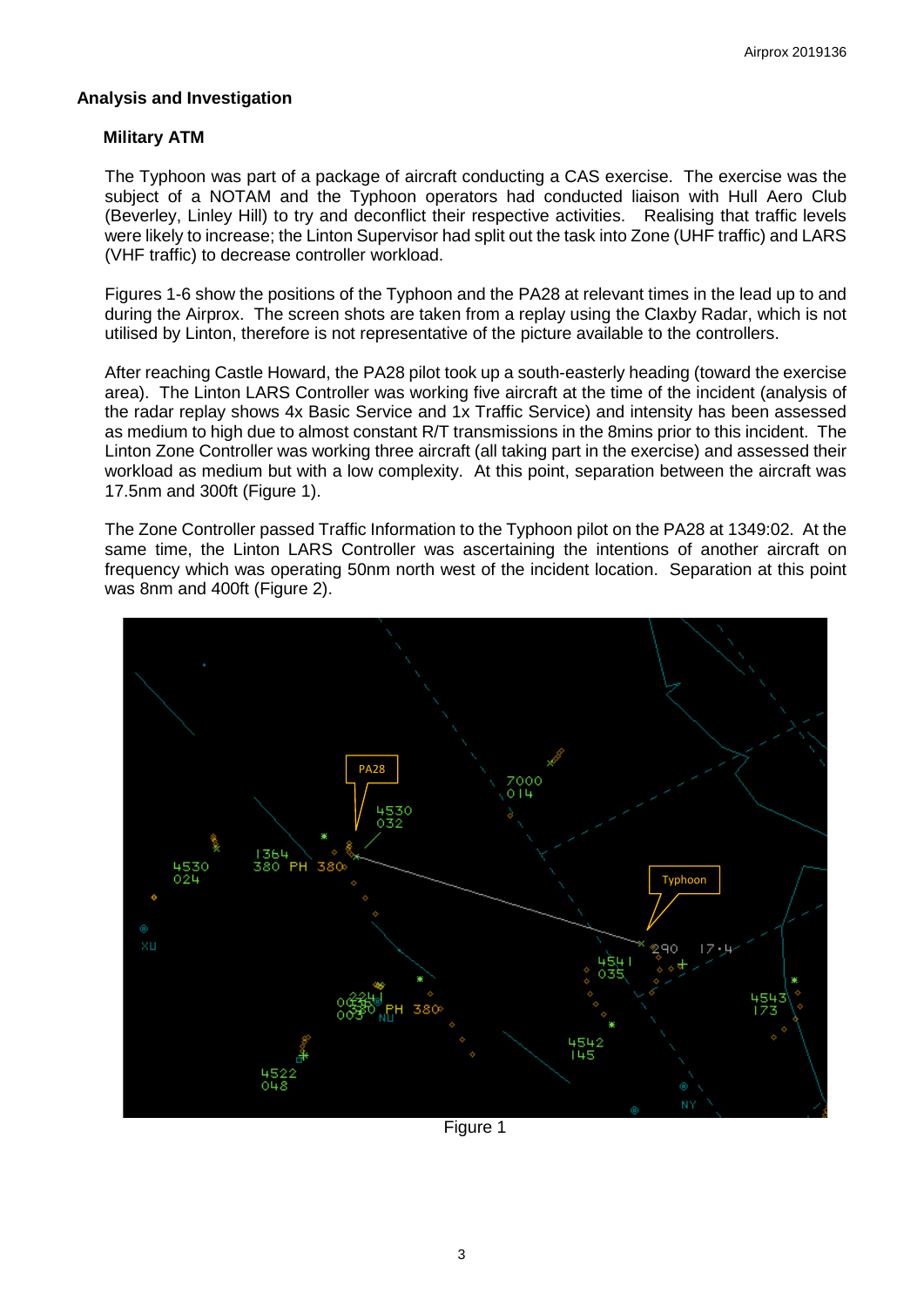## Analysis and Investigation

### Military ATM

The Typhoon was part of a package of aircraft conducting a CAS exercise. The exercise was the subject of a NOTAM and the Typhoon operators had conducted liaison with Hull Aero Club (Beverley, Linley Hill) to try and deconflict their respective activities. Realising that traffic levels were likely to increase; the Linton Supervisor had split out the task into Zone (UHF traffic) and LARS (VHF traffic) to decrease controller workload.

Figures 1-6 show the positions of the Typhoon and the PA28 at relevant times in the lead up to and during the Airprox. The screen shots are taken from a replay using the Claxby Radar, which is not utilised by Linton, therefore is not representative of the picture available to the controllers.

After reaching Castle Howard, the PA28 pilot took up a south-easterly heading (toward the exercise area). The Linton LARS Controller was working five aircraft at the time of the incident (analysis of the radar replay shows 4x Basic Service and 1x Traffic Service) and intensity has been assessed as medium to high due to almost constant R/T transmissions in the 8mins prior to this incident. The Linton Zone Controller was working three aircraft (all taking part in the exercise) and assessed their workload as medium but with a low complexity. At this point, separation between the aircraft was 17.5nm and 300ft (Figure 1).

The Zone Controller passed Traffic Information to the Typhoon pilot on the PA28 at 1349:02. At the same time, the Linton LARS Controller was ascertaining the intentions of another aircraft on frequency which was operating 50nm north west of the incident location. Separation at this point was 8nm and 400ft (Figure 2).

Figure 1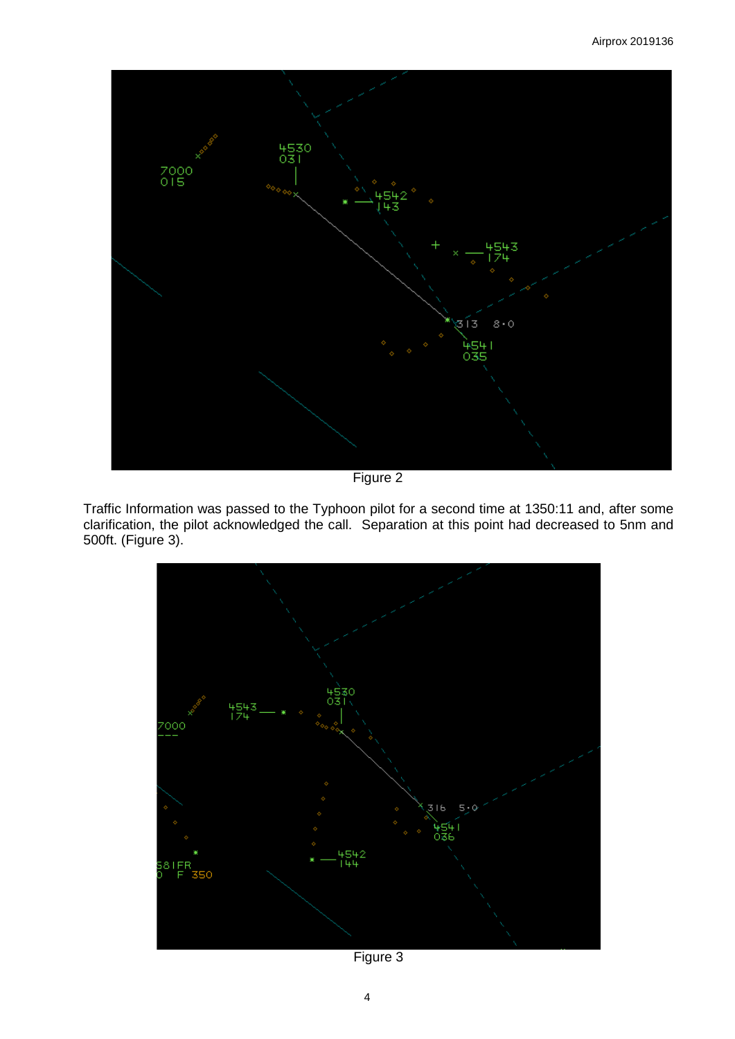Figure 2

Traffic Information was passed to the Typhoon pilot for a second time at 1350:11 and, after some clarification, the pilot acknowledged the call. Separation at this point had decreased to 5nm and 500ft. (Figure 3).

Figure 3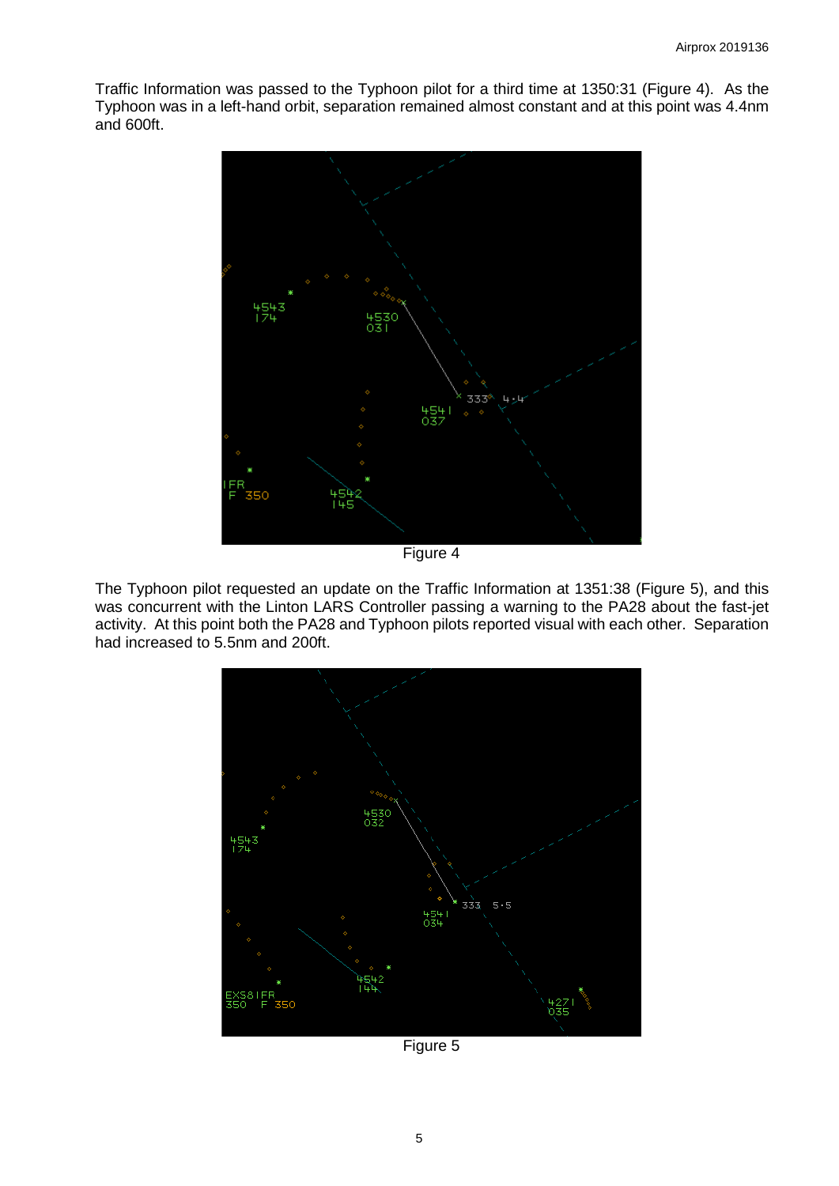Traffic Information was passed to the Typhoon pilot for a third time at 1350:31 (Figure 4). As the Typhoon was in a left-hand orbit, separation remained almost constant and at this point was 4.4nm and 600ft.

Figure 4

The Typhoon pilot requested an update on the Traffic Information at 1351:38 (Figure 5), and this was concurrent with the Linton LARS Controller passing a warning to the PA28 about the fast-jet activity. At this point both the PA28 and Typhoon pilots reported visual with each other. Separation had increased to 5.5nm and 200ft.

Figure 5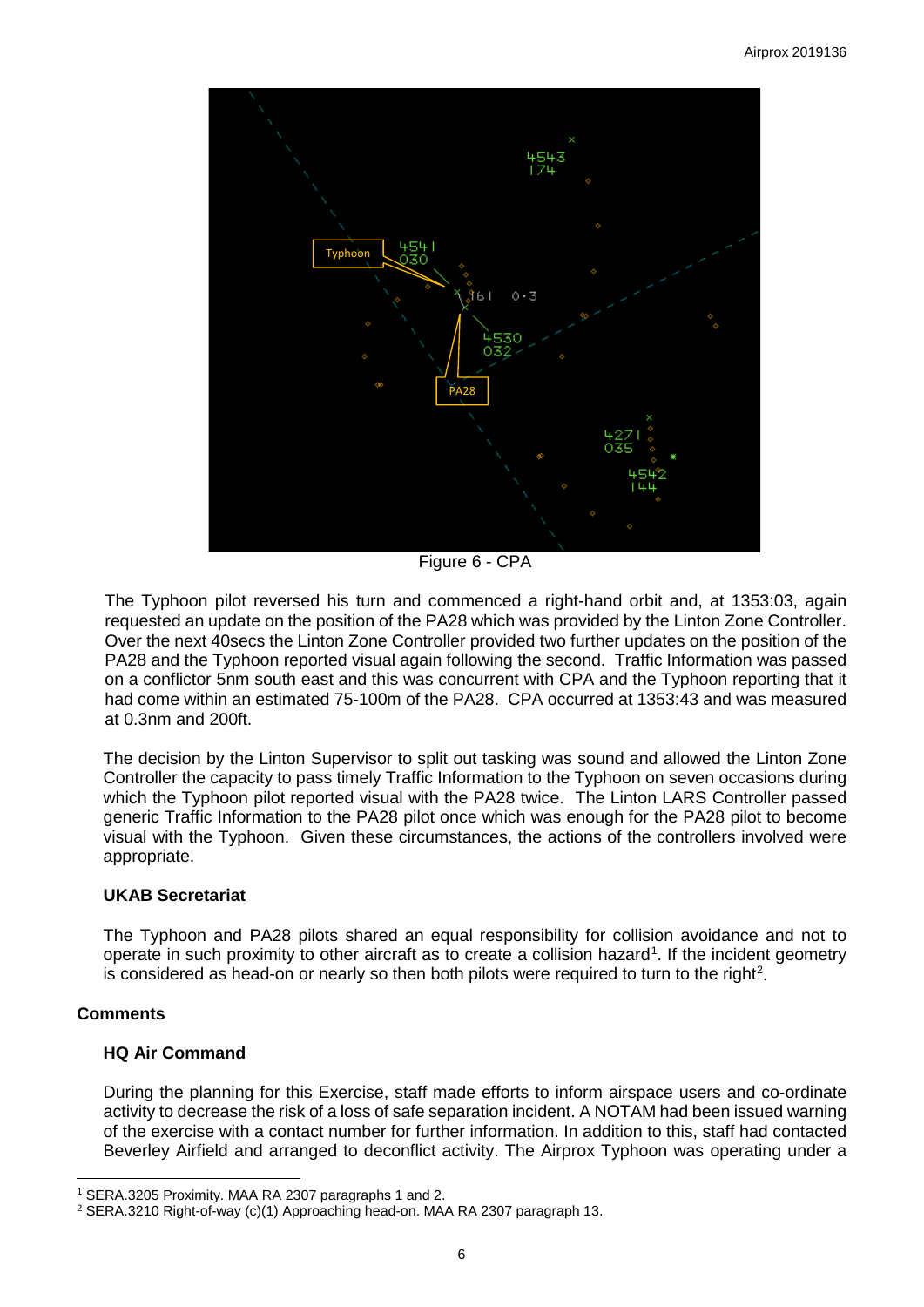Figure 6 - CPA

The Typhoon pilot reversed his turn and commenced a right-hand orbit and, at 1353:03, again requested an update on the position of the PA28 which was provided by the Linton Zone Controller. Over the next 40secs the Linton Zone Controller provided two further updates on the position of the PA28 and the Typhoon reported visual again following the second. Traffic Information was passed on a conflictor 5nm south east and this was concurrent with CPA and the Typhoon reporting that it had come within an estimated 75-100m of the PA28. CPA occurred at 1353:43 and was measured at 0.3nm and 200ft.

The decision by the Linton Supervisor to split out tasking was sound and allowed the Linton Zone Controller the capacity to pass timely Traffic Information to the Typhoon on seven occasions during which the Typhoon pilot reported visual with the PA28 twice. The Linton LARS Controller passed generic Traffic Information to the PA28 pilot once which was enough for the PA28 pilot to become visual with the Typhoon. Given these circumstances, the actions of the controllers involved were appropriate.

### UKAB Secretariat

The Typhoon and PA28 pilots shared an equal responsibility for collision avoidance and not to operate in such proximity to other aircraft as to create a collision hazard[1]. If the incident geometry is considered as head-on or nearly so then both pilots were required to turn to the right[2].

## Comments

### HQ Air Command

During the planning for this Exercise, staff made efforts to inform airspace users and co-ordinate activity to decrease the risk of a loss of safe separation incident. A NOTAM had been issued warning of the exercise with a contact number for further information. In addition to this, staff had contacted Beverley Airfield and arranged to deconflict activity. The Airprox Typhoon was operating under a

[1] SERA.3205 Proximity. MAA RA 2307 paragraphs 1 and 2.

[2] SERA.3210 Right-of-way (c)(1) Approaching head-on. MAA RA 2307 paragraph 13.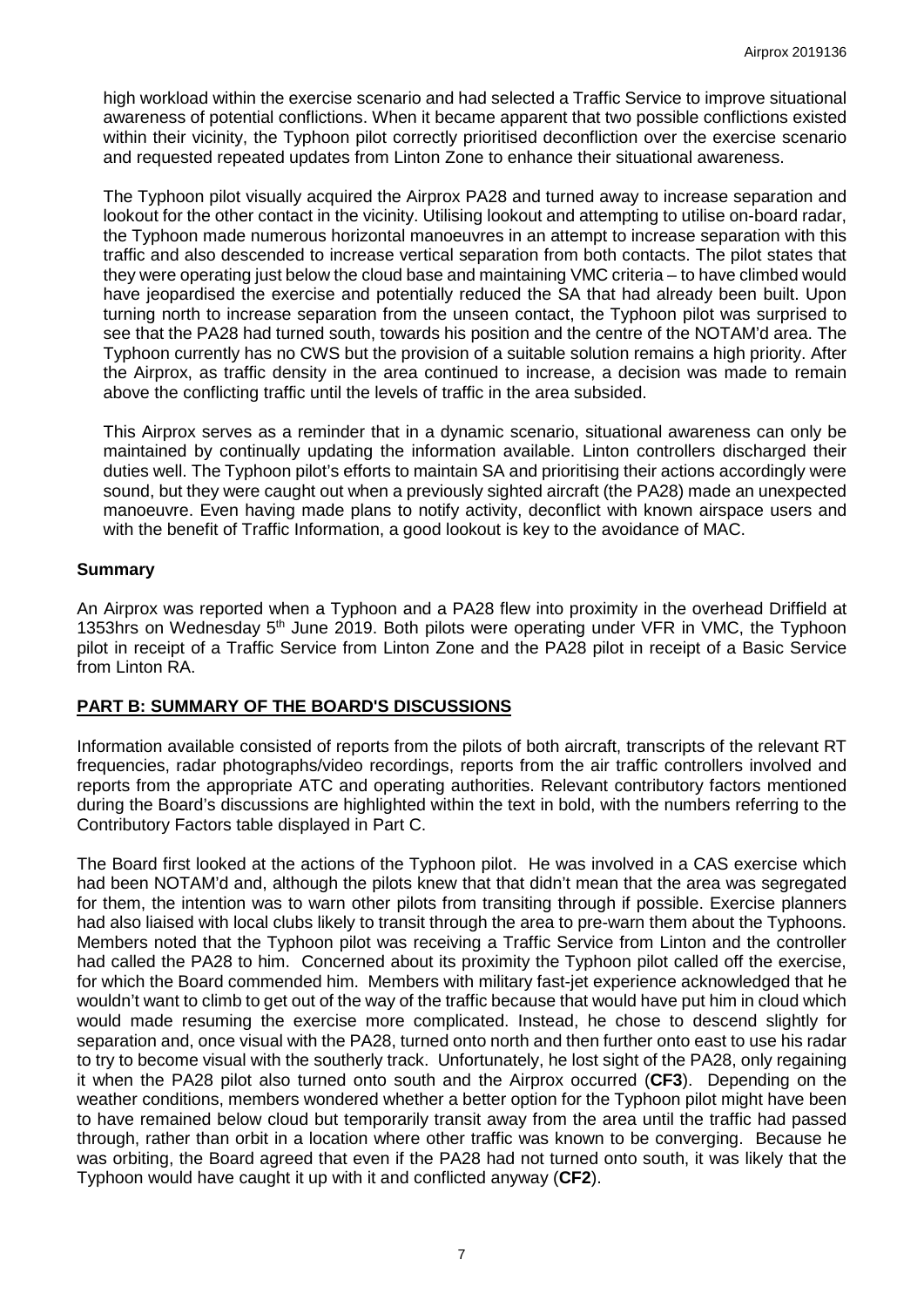high workload within the exercise scenario and had selected a Traffic Service to improve situational awareness of potential conflictions. When it became apparent that two possible conflictions existed within their vicinity, the Typhoon pilot correctly prioritised deconfliction over the exercise scenario and requested repeated updates from Linton Zone to enhance their situational awareness.

The Typhoon pilot visually acquired the Airprox PA28 and turned away to increase separation and lookout for the other contact in the vicinity. Utilising lookout and attempting to utilise on-board radar, the Typhoon made numerous horizontal manoeuvres in an attempt to increase separation with this traffic and also descended to increase vertical separation from both contacts. The pilot states that they were operating just below the cloud base and maintaining VMC criteria – to have climbed would have jeopardised the exercise and potentially reduced the SA that had already been built. Upon turning north to increase separation from the unseen contact, the Typhoon pilot was surprised to see that the PA28 had turned south, towards his position and the centre of the NOTAM'd area. The Typhoon currently has no CWS but the provision of a suitable solution remains a high priority. After the Airprox, as traffic density in the area continued to increase, a decision was made to remain above the conflicting traffic until the levels of traffic in the area subsided.

This Airprox serves as a reminder that in a dynamic scenario, situational awareness can only be maintained by continually updating the information available. Linton controllers discharged their duties well. The Typhoon pilot's efforts to maintain SA and prioritising their actions accordingly were sound, but they were caught out when a previously sighted aircraft (the PA28) made an unexpected manoeuvre. Even having made plans to notify activity, deconflict with known airspace users and with the benefit of Traffic Information, a good lookout is key to the avoidance of MAC.

## Summary

An Airprox was reported when a Typhoon and a PA28 flew into proximity in the overhead Driffield at 1353hrs on Wednesday 5th June 2019. Both pilots were operating under VFR in VMC, the Typhoon pilot in receipt of a Traffic Service from Linton Zone and the PA28 pilot in receipt of a Basic Service from Linton RA.

## PART B: SUMMARY OF THE BOARD'S DISCUSSIONS

Information available consisted of reports from the pilots of both aircraft, transcripts of the relevant RT frequencies, radar photographs/video recordings, reports from the air traffic controllers involved and reports from the appropriate ATC and operating authorities. Relevant contributory factors mentioned during the Board's discussions are highlighted within the text in bold, with the numbers referring to the Contributory Factors table displayed in Part C.

The Board first looked at the actions of the Typhoon pilot. He was involved in a CAS exercise which had been NOTAM'd and, although the pilots knew that that didn't mean that the area was segregated for them, the intention was to warn other pilots from transiting through if possible. Exercise planners had also liaised with local clubs likely to transit through the area to pre-warn them about the Typhoons. Members noted that the Typhoon pilot was receiving a Traffic Service from Linton and the controller had called the PA28 to him. Concerned about its proximity the Typhoon pilot called off the exercise, for which the Board commended him. Members with military fast-jet experience acknowledged that he wouldn't want to climb to get out of the way of the traffic because that would have put him in cloud which would made resuming the exercise more complicated. Instead, he chose to descend slightly for separation and, once visual with the PA28, turned onto north and then further onto east to use his radar to try to become visual with the southerly track. Unfortunately, he lost sight of the PA28, only regaining it when the PA28 pilot also turned onto south and the Airprox occurred (**CF3**). Depending on the weather conditions, members wondered whether a better option for the Typhoon pilot might have been to have remained below cloud but temporarily transit away from the area until the traffic had passed through, rather than orbit in a location where other traffic was known to be converging. Because he was orbiting, the Board agreed that even if the PA28 had not turned onto south, it was likely that the Typhoon would have caught it up with it and conflicted anyway (**CF2**).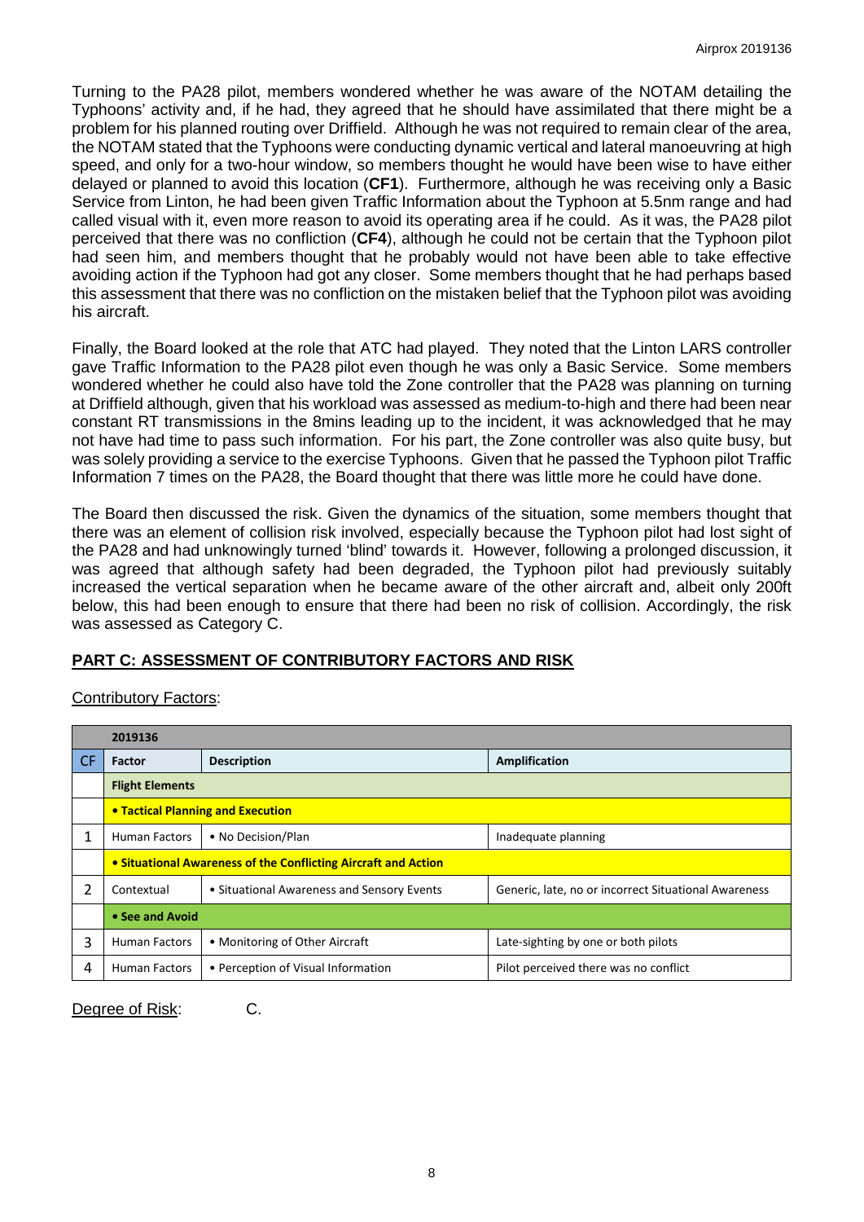Turning to the PA28 pilot, members wondered whether he was aware of the NOTAM detailing the Typhoons' activity and, if he had, they agreed that he should have assimilated that there might be a problem for his planned routing over Driffield. Although he was not required to remain clear of the area, the NOTAM stated that the Typhoons were conducting dynamic vertical and lateral manoeuvring at high speed, and only for a two-hour window, so members thought he would have been wise to have either delayed or planned to avoid this location (**CF1**). Furthermore, although he was receiving only a Basic Service from Linton, he had been given Traffic Information about the Typhoon at 5.5nm range and had called visual with it, even more reason to avoid its operating area if he could. As it was, the PA28 pilot perceived that there was no confliction (**CF4**), although he could not be certain that the Typhoon pilot had seen him, and members thought that he probably would not have been able to take effective avoiding action if the Typhoon had got any closer. Some members thought that he had perhaps based this assessment that there was no confliction on the mistaken belief that the Typhoon pilot was avoiding his aircraft.

Finally, the Board looked at the role that ATC had played. They noted that the Linton LARS controller gave Traffic Information to the PA28 pilot even though he was only a Basic Service. Some members wondered whether he could also have told the Zone controller that the PA28 was planning on turning at Driffield although, given that his workload was assessed as medium-to-high and there had been near constant RT transmissions in the 8mins leading up to the incident, it was acknowledged that he may not have had time to pass such information. For his part, the Zone controller was also quite busy, but was solely providing a service to the exercise Typhoons. Given that he passed the Typhoon pilot Traffic Information 7 times on the PA28, the Board thought that there was little more he could have done.

The Board then discussed the risk. Given the dynamics of the situation, some members thought that there was an element of collision risk involved, especially because the Typhoon pilot had lost sight of the PA28 and had unknowingly turned 'blind' towards it. However, following a prolonged discussion, it was agreed that although safety had been degraded, the Typhoon pilot had previously suitably increased the vertical separation when he became aware of the other aircraft and, albeit only 200ft below, this had been enough to ensure that there had been no risk of collision. Accordingly, the risk was assessed as Category C.

## PART C: ASSESSMENT OF CONTRIBUTORY FACTORS AND RISK

Contributory Factors:

| | 2019136 | | |
|---|---|---|---|
| CF | Factor | Description | Amplification |
| | **Flight Elements** | | |
| | **• Tactical Planning and Execution** | | |
| 1 | Human Factors | • No Decision/Plan | Inadequate planning |
| | **• Situational Awareness of the Conflicting Aircraft and Action** | | |
| 2 | Contextual | • Situational Awareness and Sensory Events | Generic, late, no or incorrect Situational Awareness |
| | **• See and Avoid** | | |
| 3 | Human Factors | • Monitoring of Other Aircraft | Late-sighting by one or both pilots |
| 4 | Human Factors | • Perception of Visual Information | Pilot perceived there was no conflict |

Degree of Risk: C.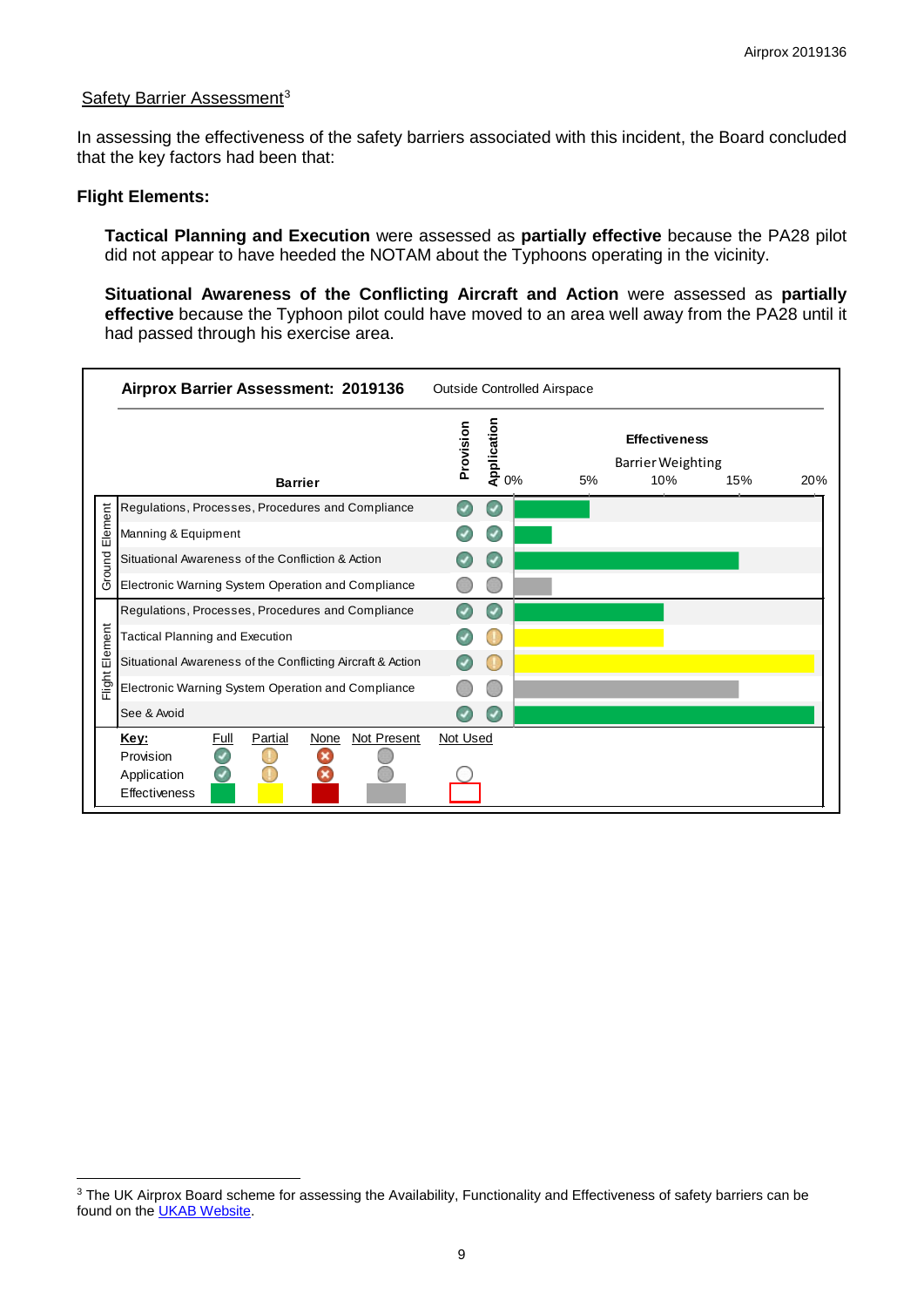Safety Barrier Assessment[3]

In assessing the effectiveness of the safety barriers associated with this incident, the Board concluded that the key factors had been that:

**Flight Elements:**

**Tactical Planning and Execution** were assessed as **partially effective** because the PA28 pilot did not appear to have heeded the NOTAM about the Typhoons operating in the vicinity.

**Situational Awareness of the Conflicting Aircraft and Action** were assessed as **partially effective** because the Typhoon pilot could have moved to an area well away from the PA28 until it had passed through his exercise area.

**Airprox Barrier Assessment: 2019136** Outside Controlled Airspace

Barrier

Provision

Application

Effectiveness

Barrier Weighting

0% 5% 10% 15% 20%

Ground Element

Regulations, Processes, Procedures and Compliance

Manning & Equipment

Situational Awareness of the Confliction & Action

Electronic Warning System Operation and Compliance

Flight Element

Regulations, Processes, Procedures and Compliance

Tactical Planning and Execution

Situational Awareness of the Conflicting Aircraft & Action

Electronic Warning System Operation and Compliance

See & Avoid

Key: Full Partial None Not Present Not Used

Provision

Application

Effectiveness

---

[3] The UK Airprox Board scheme for assessing the Availability, Functionality and Effectiveness of safety barriers can be found on the UKAB Website.